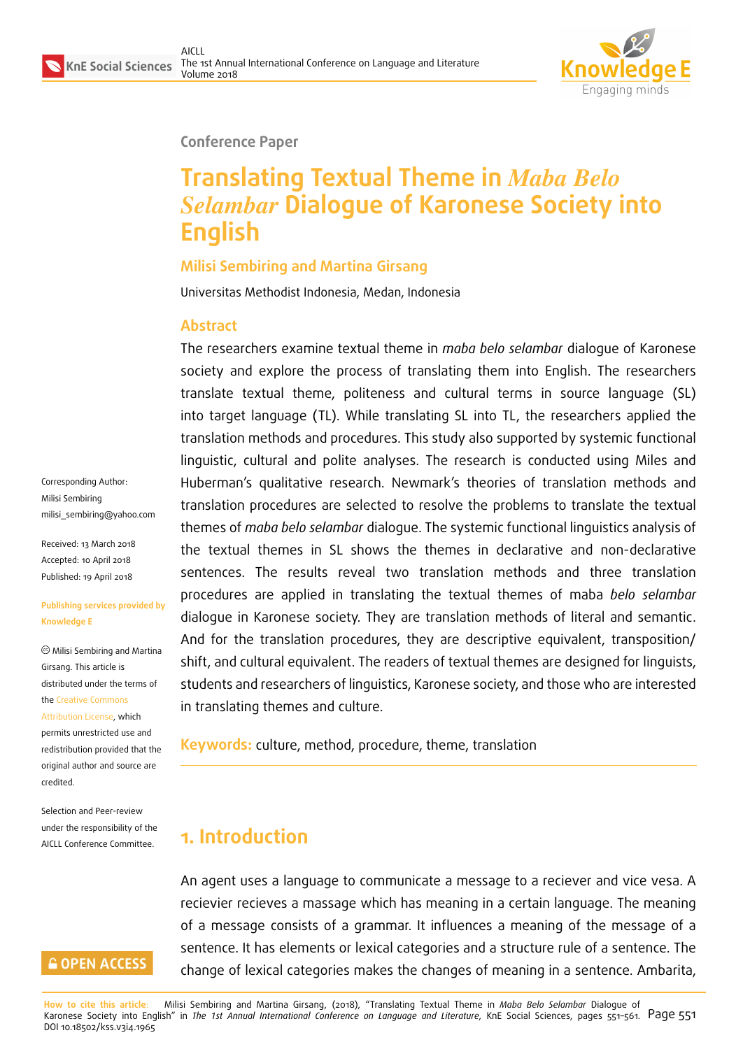Conference Paper

# Translating Textual Theme in *Maba Belo Selambar* Dialogue of Karonese Society into English

**Milisi Sembiring and Martina Girsang**

Universitas Methodist Indonesia, Medan, Indonesia

## Abstract

The researchers examine textual theme in *maba belo selambar* dialogue of Karonese society and explore the process of translating them into English. The researchers translate textual theme, politeness and cultural terms in source language (SL) into target language (TL). While translating SL into TL, the researchers applied the translation methods and procedures. This study also supported by systemic functional linguistic, cultural and polite analyses. The research is conducted using Miles and Huberman's qualitative research. Newmark's theories of translation methods and translation procedures are selected to resolve the problems to translate the textual themes of *maba belo selambar* dialogue. The systemic functional linguistics analysis of the textual themes in SL shows the themes in declarative and non-declarative sentences. The results reveal two translation methods and three translation procedures are applied in translating the textual themes of maba *belo selambar* dialogue in Karonese society. They are translation methods of literal and semantic. And for the translation procedures, they are descriptive equivalent, transposition/ shift, and cultural equivalent. The readers of textual themes are designed for linguists, students and researchers of linguistics, Karonese society, and those who are interested in translating themes and culture.

**Keywords:** culture, method, procedure, theme, translation

Corresponding Author:
Milisi Sembiring
milisi_sembiring@yahoo.com

Received: 13 March 2018
Accepted: 10 April 2018
Published: 19 April 2018

**Publishing services provided by Knowledge E**

© Milisi Sembiring and Martina Girsang. This article is distributed under the terms of the Creative Commons Attribution License, which permits unrestricted use and redistribution provided that the original author and source are credited.

Selection and Peer-review under the responsibility of the AICLL Conference Committee.

## 1. Introduction

An agent uses a language to communicate a message to a reciever and vice vesa. A reciever recieves a massage which has meaning in a certain language. The meaning of a message consists of a grammar. It influences a meaning of the message of a sentence. It has elements or lexical categories and a structure rule of a sentence. The change of lexical categories makes the changes of meaning in a sentence. Ambarita,

**How to cite this article:** Milisi Sembiring and Martina Girsang, (2018), "Translating Textual Theme in *Maba Belo Selambar* Dialogue of Karonese Society into English" in *The 1st Annual International Conference on Language and Literature*, KnE Social Sciences, pages 551–561. DOI 10.18502/kss.v3i4.1965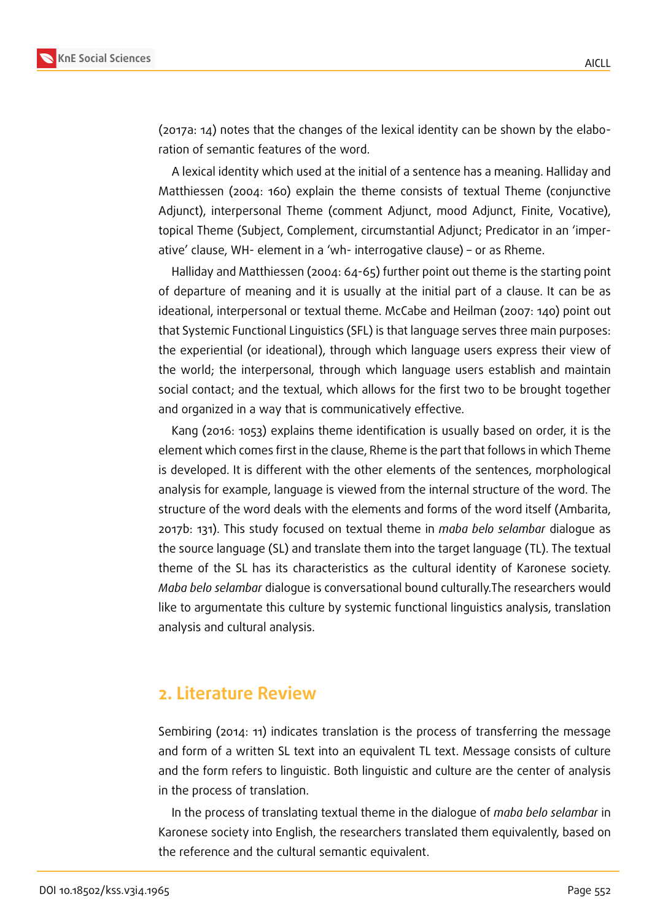(2017a: 14) notes that the changes of the lexical identity can be shown by the elaboration of semantic features of the word.

A lexical identity which used at the initial of a sentence has a meaning. Halliday and Matthiessen (2004: 160) explain the theme consists of textual Theme (conjunctive Adjunct), interpersonal Theme (comment Adjunct, mood Adjunct, Finite, Vocative), topical Theme (Subject, Complement, circumstantial Adjunct; Predicator in an 'imperative' clause, WH- element in a 'wh- interrogative clause) – or as Rheme.

Halliday and Matthiessen (2004: 64-65) further point out theme is the starting point of departure of meaning and it is usually at the initial part of a clause. It can be as ideational, interpersonal or textual theme. McCabe and Heilman (2007: 140) point out that Systemic Functional Linguistics (SFL) is that language serves three main purposes: the experiential (or ideational), through which language users express their view of the world; the interpersonal, through which language users establish and maintain social contact; and the textual, which allows for the first two to be brought together and organized in a way that is communicatively effective.

Kang (2016: 1053) explains theme identification is usually based on order, it is the element which comes first in the clause, Rheme is the part that follows in which Theme is developed. It is different with the other elements of the sentences, morphological analysis for example, language is viewed from the internal structure of the word. The structure of the word deals with the elements and forms of the word itself (Ambarita, 2017b: 131). This study focused on textual theme in *maba belo selambar* dialogue as the source language (SL) and translate them into the target language (TL). The textual theme of the SL has its characteristics as the cultural identity of Karonese society. *Maba belo selambar* dialogue is conversational bound culturally.The researchers would like to argumentate this culture by systemic functional linguistics analysis, translation analysis and cultural analysis.

## 2. Literature Review

Sembiring (2014: 11) indicates translation is the process of transferring the message and form of a written SL text into an equivalent TL text. Message consists of culture and the form refers to linguistic. Both linguistic and culture are the center of analysis in the process of translation.

In the process of translating textual theme in the dialogue of *maba belo selambar* in Karonese society into English, the researchers translated them equivalently, based on the reference and the cultural semantic equivalent.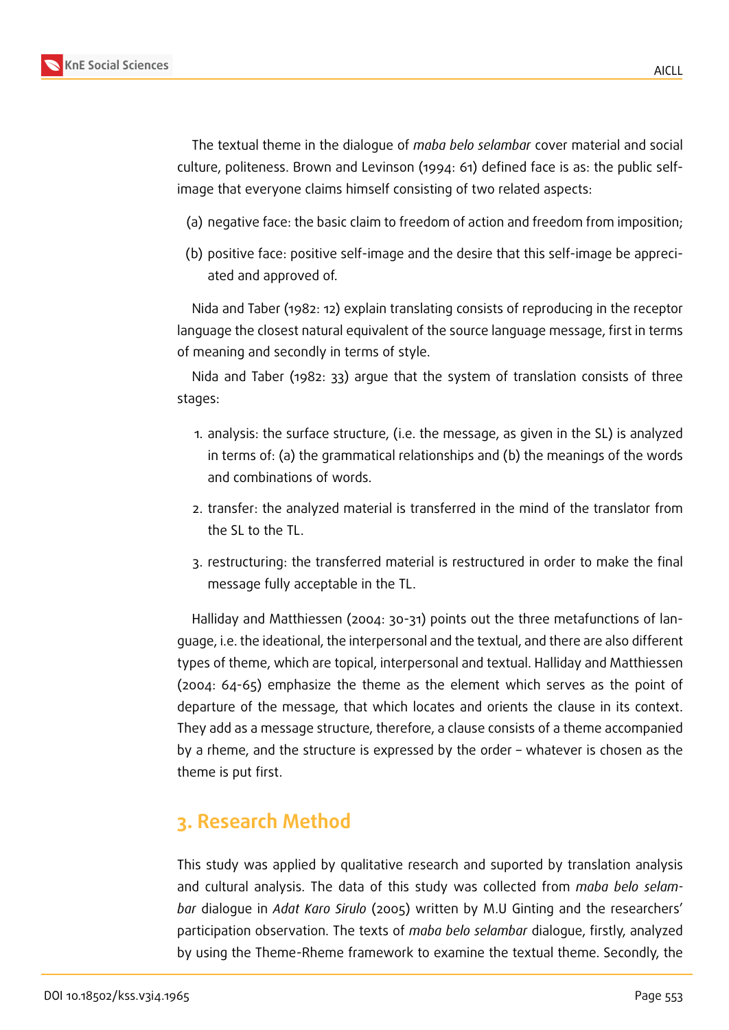The textual theme in the dialogue of *maba belo selambar* cover material and social culture, politeness. Brown and Levinson (1994: 61) defined face is as: the public self-image that everyone claims himself consisting of two related aspects:

(a) negative face: the basic claim to freedom of action and freedom from imposition;

(b) positive face: positive self-image and the desire that this self-image be appreciated and approved of.

Nida and Taber (1982: 12) explain translating consists of reproducing in the receptor language the closest natural equivalent of the source language message, first in terms of meaning and secondly in terms of style.

Nida and Taber (1982: 33) argue that the system of translation consists of three stages:

1. analysis: the surface structure, (i.e. the message, as given in the SL) is analyzed in terms of: (a) the grammatical relationships and (b) the meanings of the words and combinations of words.

2. transfer: the analyzed material is transferred in the mind of the translator from the SL to the TL.

3. restructuring: the transferred material is restructured in order to make the final message fully acceptable in the TL.

Halliday and Matthiessen (2004: 30-31) points out the three metafunctions of language, i.e. the ideational, the interpersonal and the textual, and there are also different types of theme, which are topical, interpersonal and textual. Halliday and Matthiessen (2004: 64-65) emphasize the theme as the element which serves as the point of departure of the message, that which locates and orients the clause in its context. They add as a message structure, therefore, a clause consists of a theme accompanied by a rheme, and the structure is expressed by the order – whatever is chosen as the theme is put first.

## 3. Research Method

This study was applied by qualitative research and suported by translation analysis and cultural analysis. The data of this study was collected from *maba belo selambar* dialogue in *Adat Karo Sirulo* (2005) written by M.U Ginting and the researchers' participation observation. The texts of *maba belo selambar* dialogue, firstly, analyzed by using the Theme-Rheme framework to examine the textual theme. Secondly, the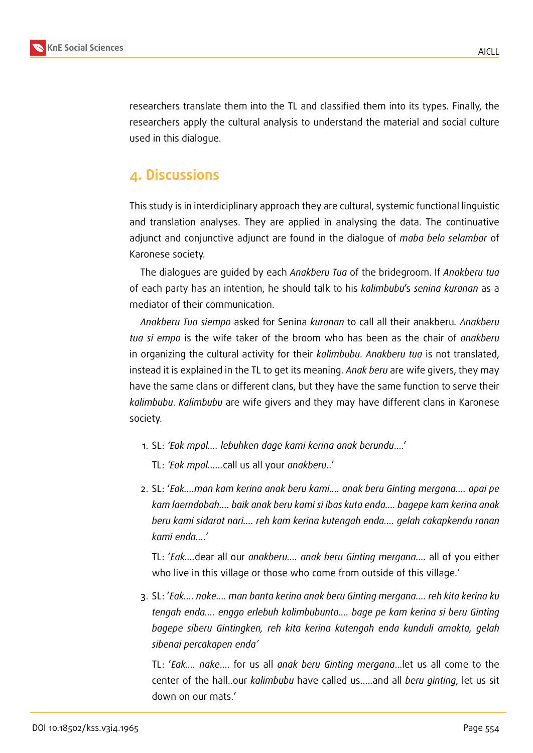researchers translate them into the TL and classified them into its types. Finally, the researchers apply the cultural analysis to understand the material and social culture used in this dialogue.

## 4. Discussions

This study is in interdiciplinary approach they are cultural, systemic functional linguistic and translation analyses. They are applied in analysing the data. The continuative adjunct and conjunctive adjunct are found in the dialogue of *maba belo selambar* of Karonese society.

The dialogues are guided by each *Anakberu Tua* of the bridegroom. If *Anakberu tua* of each party has an intention, he should talk to his *kalimbubu*'s *senina kuranan* as a mediator of their communication.

*Anakberu Tua siempo* asked for Senina *kuranan* to call all their anakberu. *Anakberu tua si empo* is the wife taker of the broom who has been as the chair of *anakberu* in organizing the cultural activity for their *kalimbubu*. *Anakberu tua* is not translated, instead it is explained in the TL to get its meaning. *Anak beru* are wife givers, they may have the same clans or different clans, but they have the same function to serve their *kalimbubu*. *Kalimbubu* are wife givers and they may have different clans in Karonese society.

1. SL: *'Eak mpal.... lebuhken dage kami kerina anak berundu....'*

   TL: *'Eak mpal*......call us all your *anakberu*..'

2. SL: '*Eak....man kam kerina anak beru kami.... anak beru Ginting mergana.... apai pe kam laerndobah.... baik anak beru kami si ibas kuta enda.... bagepe kam kerina anak beru kami sidarat nari.... reh kam kerina kutengah enda.... gelah cakapkendu ranan kami enda....*'

   TL: '*Eak*....dear all our *anakberu*.... *anak beru Ginting mergana*.... all of you either who live in this village or those who come from outside of this village.'

3. SL: '*Eak.... nake.... man banta kerina anak beru Ginting mergana.... reh kita kerina ku tengah enda.... enggo erlebuh kalimbubunta.... bage pe kam kerina si beru Ginting bagepe siberu Gintingken, reh kita kerina kutengah enda kunduli amakta, gelah sibenai percakapen enda'*

   TL: '*Eak.... nake*.... for us all *anak beru Ginting mergana*...let us all come to the center of the hall..our *kalimbubu* have called us.....and all *beru ginting*, let us sit down on our mats.'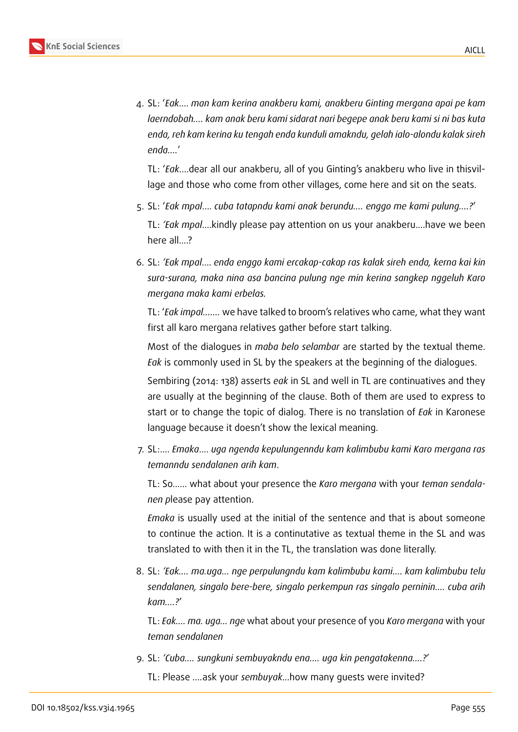4. SL: '*Eak.... man kam kerina anakberu kami, anakberu Ginting mergana apai pe kam laerndobah.... kam anak beru kami sidarat nari begepe anak beru kami si ni bas kuta enda, reh kam kerina ku tengah enda kunduli amakndu, gelah ialo-alondu kalak sireh enda....*'

   TL: '*Eak*....dear all our anakberu, all of you Ginting's anakberu who live in thisvillage and those who come from other villages, come here and sit on the seats.

5. SL: '*Eak mpal.... cuba tatapndu kami anak berundu.... enggo me kami pulung....?*'

   TL: '*Eak mpal*....kindly please pay attention on us your anakberu....have we been here all....?

6. SL: *'Eak mpal.... enda enggo kami ercakap-cakap ras kalak sireh enda, kerna kai kin sura-surana, maka nina asa bancina pulung nge min kerina sangkep nggeluh Karo mergana maka kami erbelas.*

   TL: '*Eak impal*....... we have talked to broom's relatives who came, what they want first all karo mergana relatives gather before start talking.

   Most of the dialogues in *maba belo selambar* are started by the textual theme. *Eak* is commonly used in SL by the speakers at the beginning of the dialogues.

   Sembiring (2014: 138) asserts *eak* in SL and well in TL are continuatives and they are usually at the beginning of the clause. Both of them are used to express to start or to change the topic of dialog. There is no translation of *Eak* in Karonese language because it doesn't show the lexical meaning.

7. SL:.... *Emaka.... uga ngenda kepulungenndu kam kalimbubu kami Karo mergana ras temanndu sendalanen arih kam*.

   TL: So...... what about your presence the *Karo mergana* with your *teman sendalanen p*lease pay attention.

   *Emaka* is usually used at the initial of the sentence and that is about someone to continue the action. It is a contintutative as textual theme in the SL and was translated to with then it in the TL, the translation was done literally.

8. SL: *'Eak.... ma.uga... nge perpulungndu kam kalimbubu kami.... kam kalimbubu telu sendalanen, singalo bere-bere, singalo perkempun ras singalo perninin.... cuba arih kam....?'*

   TL: *Eak.... ma. uga... nge* what about your presence of you *Karo mergana* with your *teman sendalanen*

9. SL: *'Cuba.... sungkuni sembuyakndu ena.... uga kin pengatakenna....?'*

   TL: Please ....ask your *sembuyak*...how many guests were invited?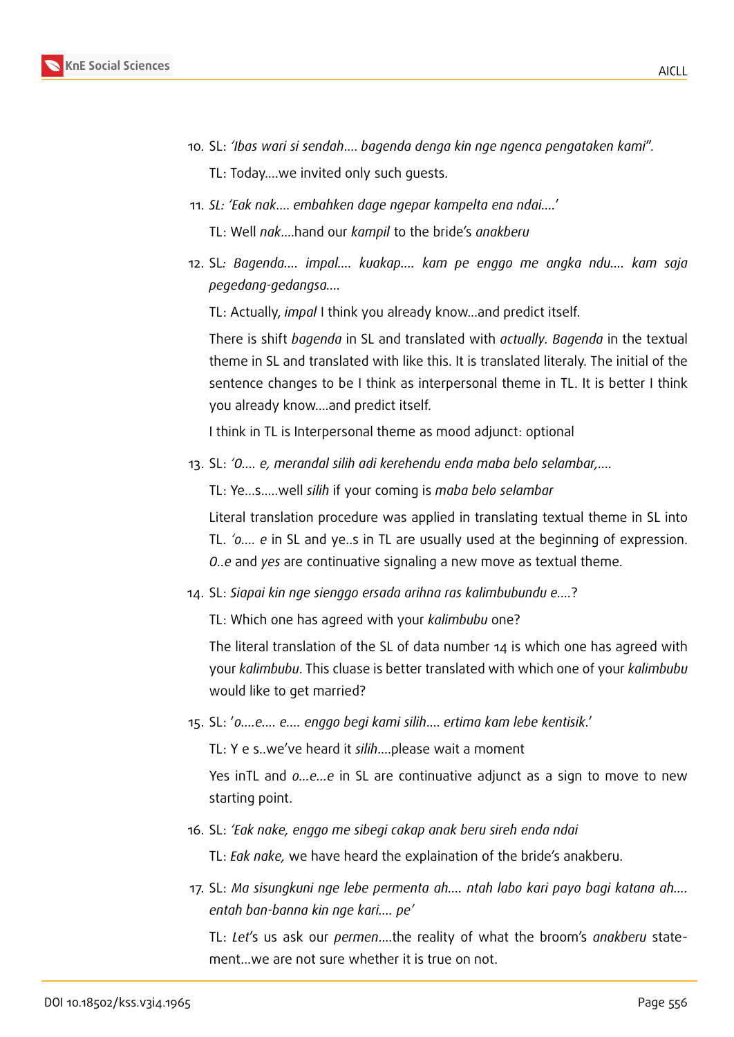10. SL: *'Ibas wari si sendah.... bagenda denga kin nge ngenca pengataken kami".*

    TL: Today....we invited only such guests.

11. *SL: 'Eak nak.... embahken dage ngepar kampelta ena ndai....'*

    TL: Well *nak*....hand our *kampil* to the bride's *anakberu*

12. SL*: Bagenda.... impal.... kuakap.... kam pe enggo me angka ndu.... kam saja pegedang-gedangsa....*

    TL: Actually, *impal* I think you already know...and predict itself.

    There is shift *bagenda* in SL and translated with *actually. Bagenda* in the textual theme in SL and translated with like this. It is translated literaly. The initial of the sentence changes to be I think as interpersonal theme in TL. It is better I think you already know....and predict itself.

    I think in TL is Interpersonal theme as mood adjunct: optional

13. SL: *'O.... e, merandal silih adi kerehendu enda maba belo selambar,....*

    TL: Ye...s.....well *silih* if your coming is *maba belo selambar*

    Literal translation procedure was applied in translating textual theme in SL into TL. *'o.... e* in SL and ye..s in TL are usually used at the beginning of expression. *O..e* and *yes* are continuative signaling a new move as textual theme.

14. SL: *Siapai kin nge sienggo ersada arihna ras kalimbubundu e....*?

    TL: Which one has agreed with your *kalimbubu* one?

    The literal translation of the SL of data number 14 is which one has agreed with your *kalimbubu*. This cluase is better translated with which one of your *kalimbubu* would like to get married?

15. SL: '*o....e.... e.... enggo begi kami silih.... ertima kam lebe kentisik*.'

    TL: Y e s..we've heard it *silih*....please wait a moment

    Yes inTL and *o...e...e* in SL are continuative adjunct as a sign to move to new starting point.

16. SL: *'Eak nake, enggo me sibegi cakap anak beru sireh enda ndai*

    TL: *Eak nake,* we have heard the explaination of the bride's anakberu.

17. SL: *Ma sisungkuni nge lebe permenta ah.... ntah labo kari payo bagi katana ah.... entah ban-banna kin nge kari.... pe'*

    TL: *Let*'s us ask our *permen*....the reality of what the broom's *anakberu* statement...we are not sure whether it is true on not.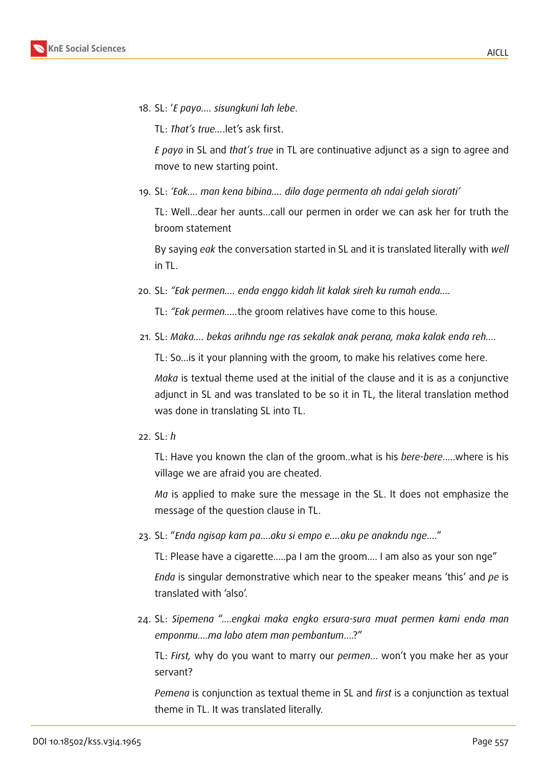18. SL: '*E payo.... sisungkuni lah lebe*.

    TL: *That's true*....let's ask first.

    *E payo* in SL and *that's true* in TL are continuative adjunct as a sign to agree and move to new starting point.

19. SL: *'Eak.... man kena bibina.... dilo dage permenta ah ndai gelah siorati'*

    TL: Well...dear her aunts...call our permen in order we can ask her for truth the broom statement

    By saying *eak* the conversation started in SL and it is translated literally with *well* in TL.

20. SL: *"Eak permen.... enda enggo kidah lit kalak sireh ku rumah enda....*

    TL: *"Eak permen*.....the groom relatives have come to this house.

21. SL: *Maka.... bekas arihndu nge ras sekalak anak perana, maka kalak enda reh....*

    TL: So...is it your planning with the groom, to make his relatives come here.

    *Maka* is textual theme used at the initial of the clause and it is as a conjunctive adjunct in SL and was translated to be so it in TL, the literal translation method was done in translating SL into TL.

22. SL: *h*

    TL: Have you known the clan of the groom..what is his *bere-bere*.....where is his village we are afraid you are cheated.

    *Ma* is applied to make sure the message in the SL. It does not emphasize the message of the question clause in TL.

23. SL: "*Enda ngisap kam pa....aku si empo e....aku pe anakndu nge*...."

    TL: Please have a cigarette.....pa I am the groom.... I am also as your son nge"

    *Enda* is singular demonstrative which near to the speaker means 'this' and *pe* is translated with 'also'.

24. SL: *Sipemena* "*....engkai maka engko ersura-sura muat permen kami enda man emponmu....ma labo atem man pembantum....?*"

    TL: *First,* why do you want to marry our *permen*... won't you make her as your servant?

    *Pemena* is conjunction as textual theme in SL and *first* is a conjunction as textual theme in TL. It was translated literally.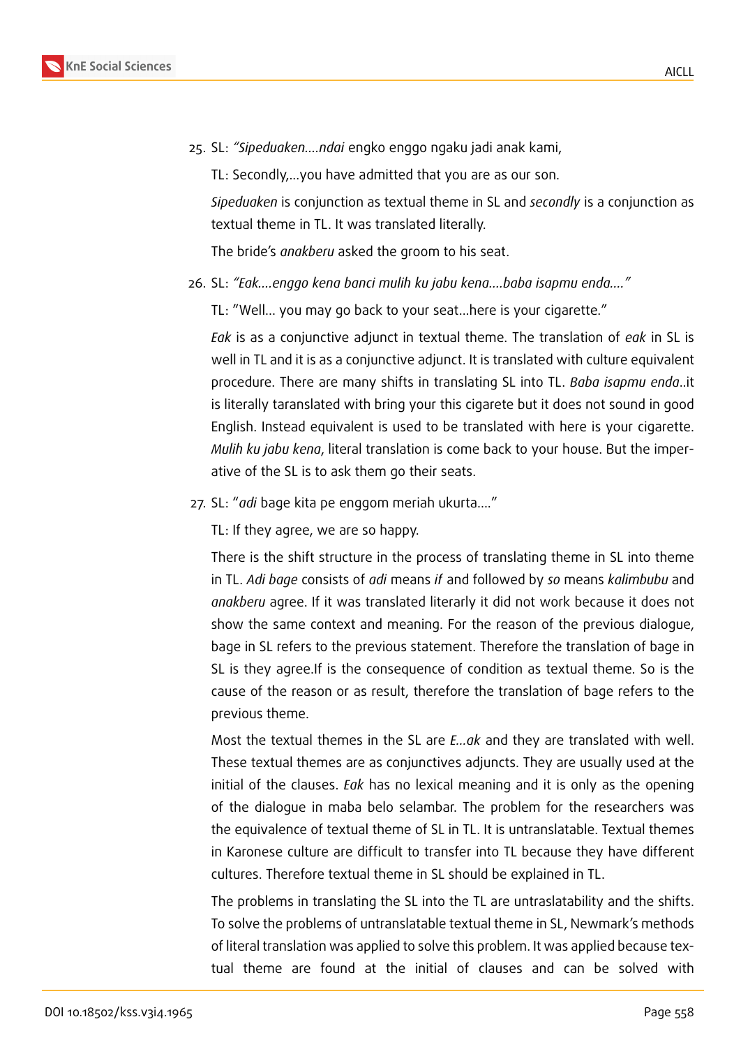25. SL: *"Sipeduaken....ndai* engko enggo ngaku jadi anak kami,

    TL: Secondly,...you have admitted that you are as our son.

    *Sipeduaken* is conjunction as textual theme in SL and *secondly* is a conjunction as textual theme in TL. It was translated literally.

    The bride's *anakberu* asked the groom to his seat.

26. SL: *"Eak....enggo kena banci mulih ku jabu kena....baba isapmu enda...."*

    TL: "Well... you may go back to your seat...here is your cigarette."

    *Eak* is as a conjunctive adjunct in textual theme. The translation of *eak* in SL is well in TL and it is as a conjunctive adjunct. It is translated with culture equivalent procedure. There are many shifts in translating SL into TL. *Baba isapmu enda*..it is literally taranslated with bring your this cigarete but it does not sound in good English. Instead equivalent is used to be translated with here is your cigarette. *Mulih ku jabu kena*, literal translation is come back to your house. But the imperative of the SL is to ask them go their seats.

27. SL: "*adi* bage kita pe enggom meriah ukurta...."

    TL: If they agree, we are so happy.

    There is the shift structure in the process of translating theme in SL into theme in TL. *Adi bage* consists of *adi* means *if* and followed by *so* means *kalimbubu* and *anakberu* agree. If it was translated literarly it did not work because it does not show the same context and meaning. For the reason of the previous dialogue, bage in SL refers to the previous statement. Therefore the translation of bage in SL is they agree.If is the consequence of condition as textual theme. So is the cause of the reason or as result, therefore the translation of bage refers to the previous theme.

    Most the textual themes in the SL are *E...ak* and they are translated with well. These textual themes are as conjunctives adjuncts. They are usually used at the initial of the clauses. *Eak* has no lexical meaning and it is only as the opening of the dialogue in maba belo selambar. The problem for the researchers was the equivalence of textual theme of SL in TL. It is untranslatable. Textual themes in Karonese culture are difficult to transfer into TL because they have different cultures. Therefore textual theme in SL should be explained in TL.

    The problems in translating the SL into the TL are untraslatability and the shifts. To solve the problems of untranslatable textual theme in SL, Newmark's methods of literal translation was applied to solve this problem. It was applied because textual theme are found at the initial of clauses and can be solved with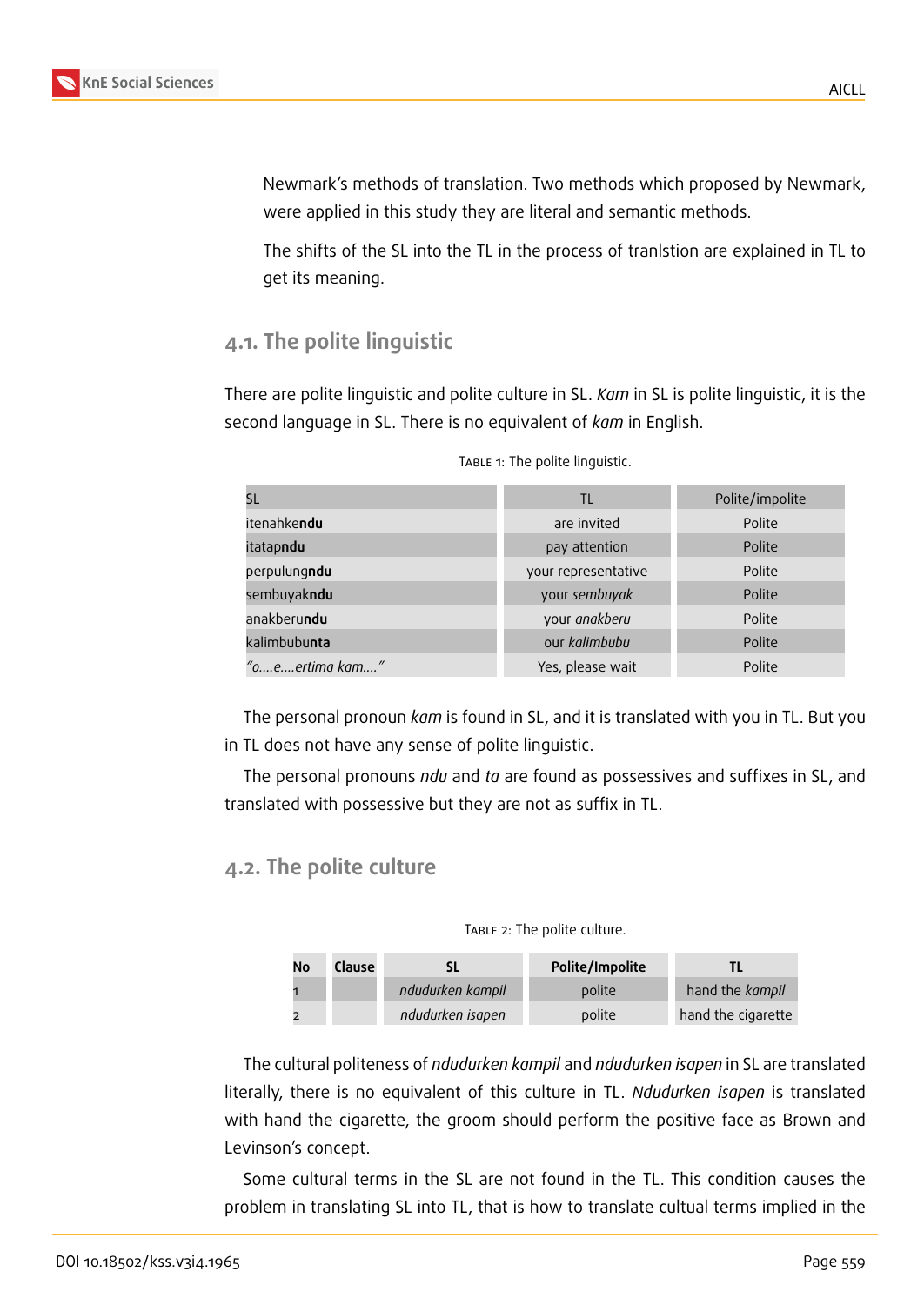Newmark's methods of translation. Two methods which proposed by Newmark, were applied in this study they are literal and semantic methods.

The shifts of the SL into the TL in the process of tranlstion are explained in TL to get its meaning.

## 4.1. The polite linguistic

There are polite linguistic and polite culture in SL. *Kam* in SL is polite linguistic, it is the second language in SL. There is no equivalent of *kam* in English.

Table 1: The polite linguistic.

| SL | TL | Polite/impolite |
|---|---|---|
| itenahke**ndu** | are invited | Polite |
| itatap**ndu** | pay attention | Polite |
| perpulung**ndu** | your representative | Polite |
| sembuyak**ndu** | your *sembuyak* | Polite |
| anakberu**ndu** | your *anakberu* | Polite |
| kalimbubu**nta** | our *kalimbubu* | Polite |
| *"o....e....ertima kam...."* | Yes, please wait | Polite |

The personal pronoun *kam* is found in SL, and it is translated with you in TL. But you in TL does not have any sense of polite linguistic.

The personal pronouns *ndu* and *ta* are found as possessives and suffixes in SL, and translated with possessive but they are not as suffix in TL.

## 4.2. The polite culture

Table 2: The polite culture.

| No | Clause | SL | Polite/Impolite | TL |
|---|---|---|---|---|
| 1 | | *ndudurken kampil* | polite | hand the *kampil* |
| 2 | | *ndudurken isapen* | polite | hand the cigarette |

The cultural politeness of *ndudurken kampil* and *ndudurken isapen* in SL are translated literally, there is no equivalent of this culture in TL. *Ndudurken isapen* is translated with hand the cigarette, the groom should perform the positive face as Brown and Levinson's concept.

Some cultural terms in the SL are not found in the TL. This condition causes the problem in translating SL into TL, that is how to translate cultual terms implied in the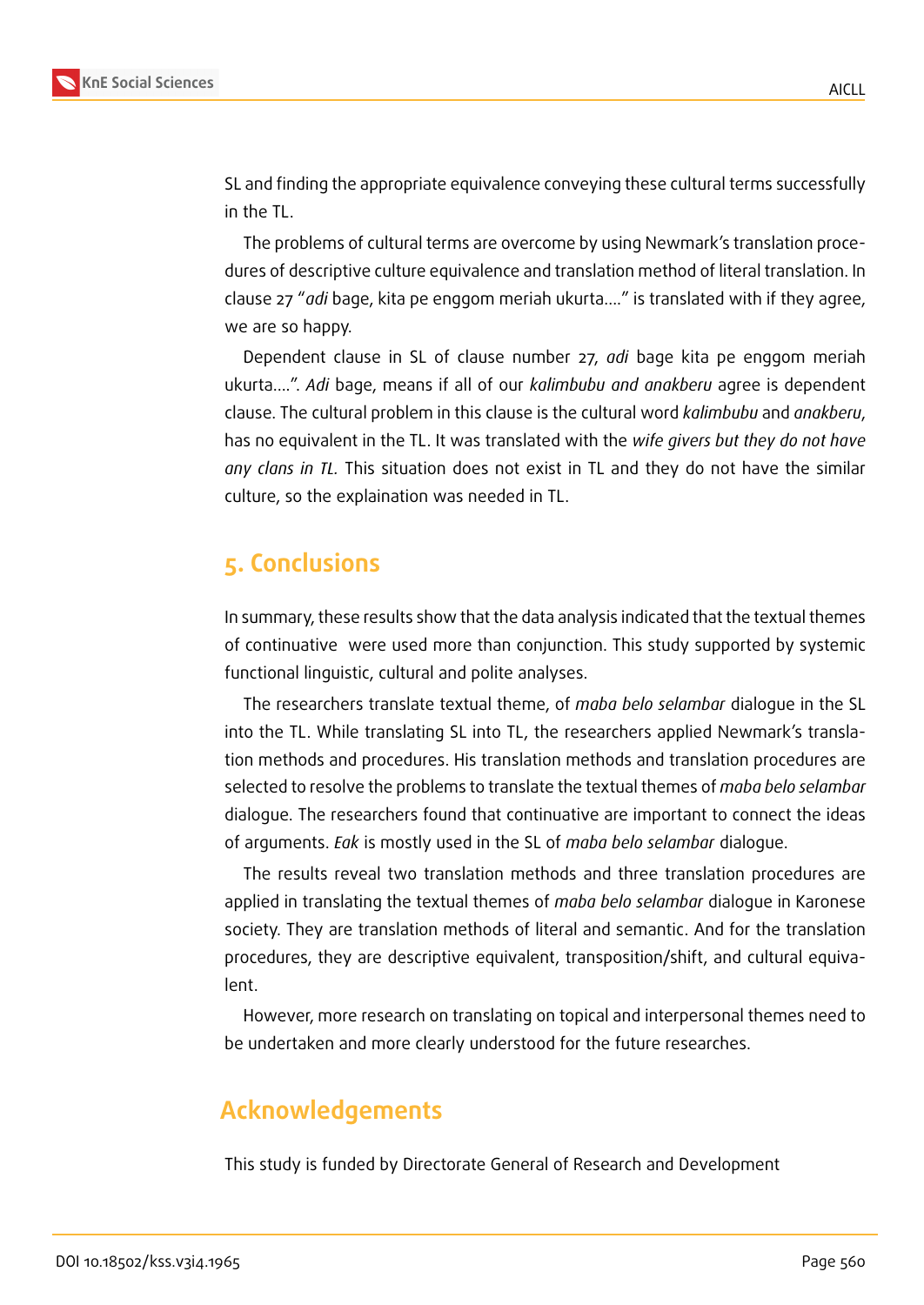SL and finding the appropriate equivalence conveying these cultural terms successfully in the TL.

The problems of cultural terms are overcome by using Newmark's translation procedures of descriptive culture equivalence and translation method of literal translation. In clause 27 "*adi* bage, kita pe enggom meriah ukurta...." is translated with if they agree, we are so happy.

Dependent clause in SL of clause number 27, *adi* bage kita pe enggom meriah ukurta....". *Adi* bage, means if all of our *kalimbubu and anakberu* agree is dependent clause. The cultural problem in this clause is the cultural word *kalimbubu* and *anakberu*, has no equivalent in the TL. It was translated with the *wife givers but they do not have any clans in TL.* This situation does not exist in TL and they do not have the similar culture, so the explaination was needed in TL.

## 5. Conclusions

In summary, these results show that the data analysis indicated that the textual themes of continuative were used more than conjunction. This study supported by systemic functional linguistic, cultural and polite analyses.

The researchers translate textual theme, of *maba belo selambar* dialogue in the SL into the TL. While translating SL into TL, the researchers applied Newmark's translation methods and procedures. His translation methods and translation procedures are selected to resolve the problems to translate the textual themes of *maba belo selambar* dialogue. The researchers found that continuative are important to connect the ideas of arguments. *Eak* is mostly used in the SL of *maba belo selambar* dialogue.

The results reveal two translation methods and three translation procedures are applied in translating the textual themes of *maba belo selambar* dialogue in Karonese society. They are translation methods of literal and semantic. And for the translation procedures, they are descriptive equivalent, transposition/shift, and cultural equivalent.

However, more research on translating on topical and interpersonal themes need to be undertaken and more clearly understood for the future researches.

## Acknowledgements

This study is funded by Directorate General of Research and Development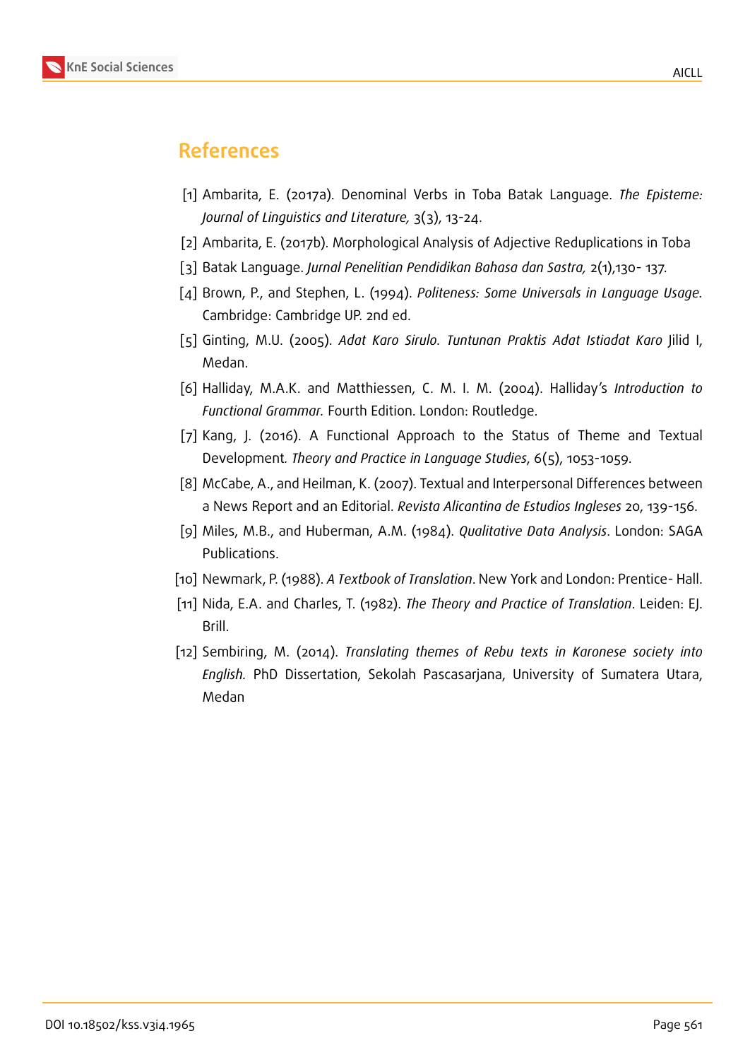## References

[1] Ambarita, E. (2017a). Denominal Verbs in Toba Batak Language. *The Episteme: Journal of Linguistics and Literature,* 3(3), 13-24.

[2] Ambarita, E. (2017b). Morphological Analysis of Adjective Reduplications in Toba

[3] Batak Language. *Jurnal Penelitian Pendidikan Bahasa dan Sastra,* 2(1),130- 137.

[4] Brown, P., and Stephen, L. (1994). *Politeness: Some Universals in Language Usage*. Cambridge: Cambridge UP. 2nd ed.

[5] Ginting, M.U. (2005). *Adat Karo Sirulo. Tuntunan Praktis Adat Istiadat Karo* Jilid I, Medan.

[6] Halliday, M.A.K. and Matthiessen, C. M. I. M. (2004). Halliday's *Introduction to Functional Grammar.* Fourth Edition. London: Routledge.

[7] Kang, J. (2016). A Functional Approach to the Status of Theme and Textual Development. *Theory and Practice in Language Studies*, 6(5), 1053-1059.

[8] McCabe, A., and Heilman, K. (2007). Textual and Interpersonal Differences between a News Report and an Editorial. *Revista Alicantina de Estudios Ingleses* 20, 139-156.

[9] Miles, M.B., and Huberman, A.M. (1984). *Qualitative Data Analysis*. London: SAGA Publications.

[10] Newmark, P. (1988). *A Textbook of Translation*. New York and London: Prentice- Hall.

[11] Nida, E.A. and Charles, T. (1982). *The Theory and Practice of Translation*. Leiden: EJ. Brill.

[12] Sembiring, M. (2014). *Translating themes of Rebu texts in Karonese society into English.* PhD Dissertation, Sekolah Pascasarjana, University of Sumatera Utara, Medan